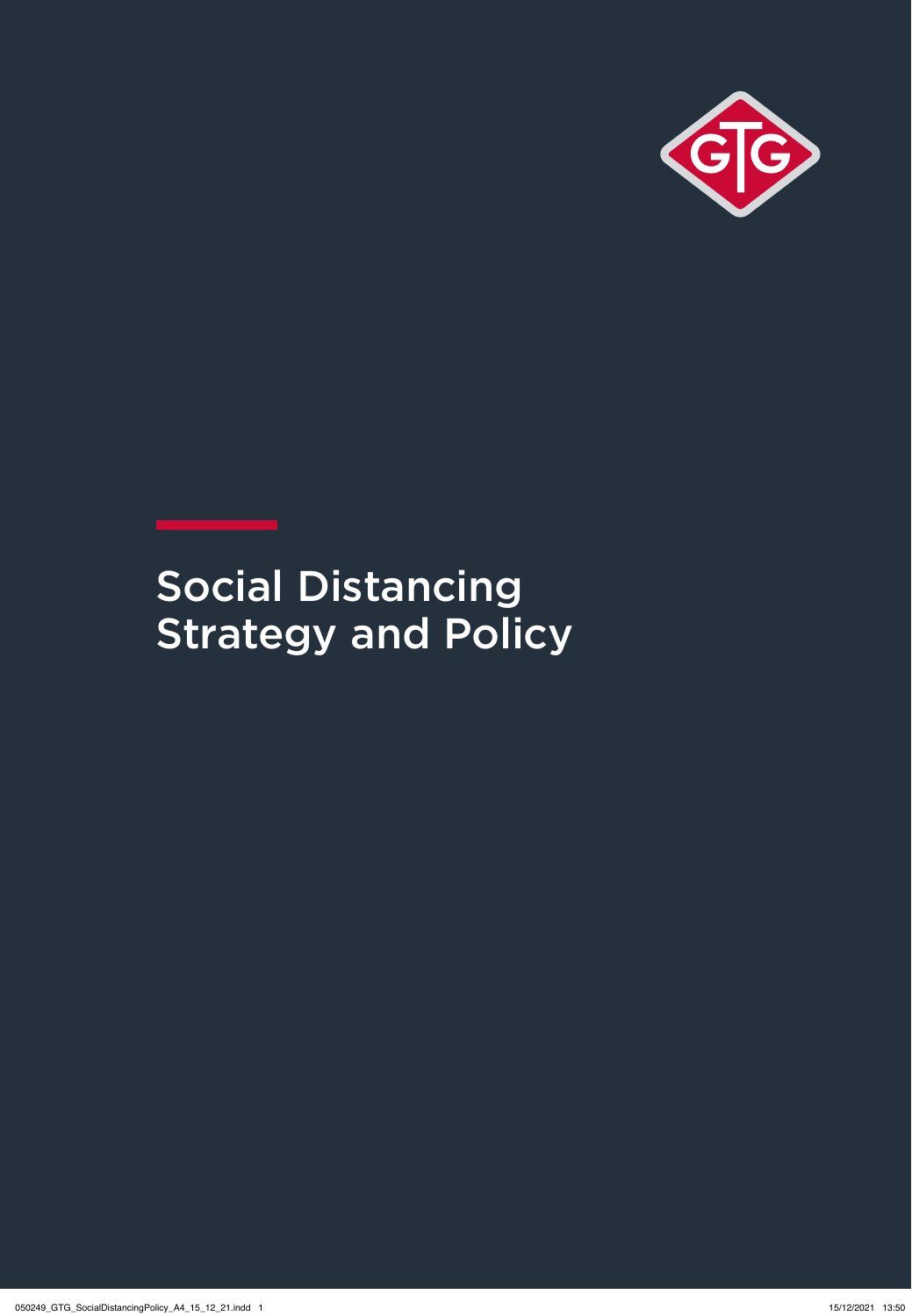# Social Distancing Strategy and Policy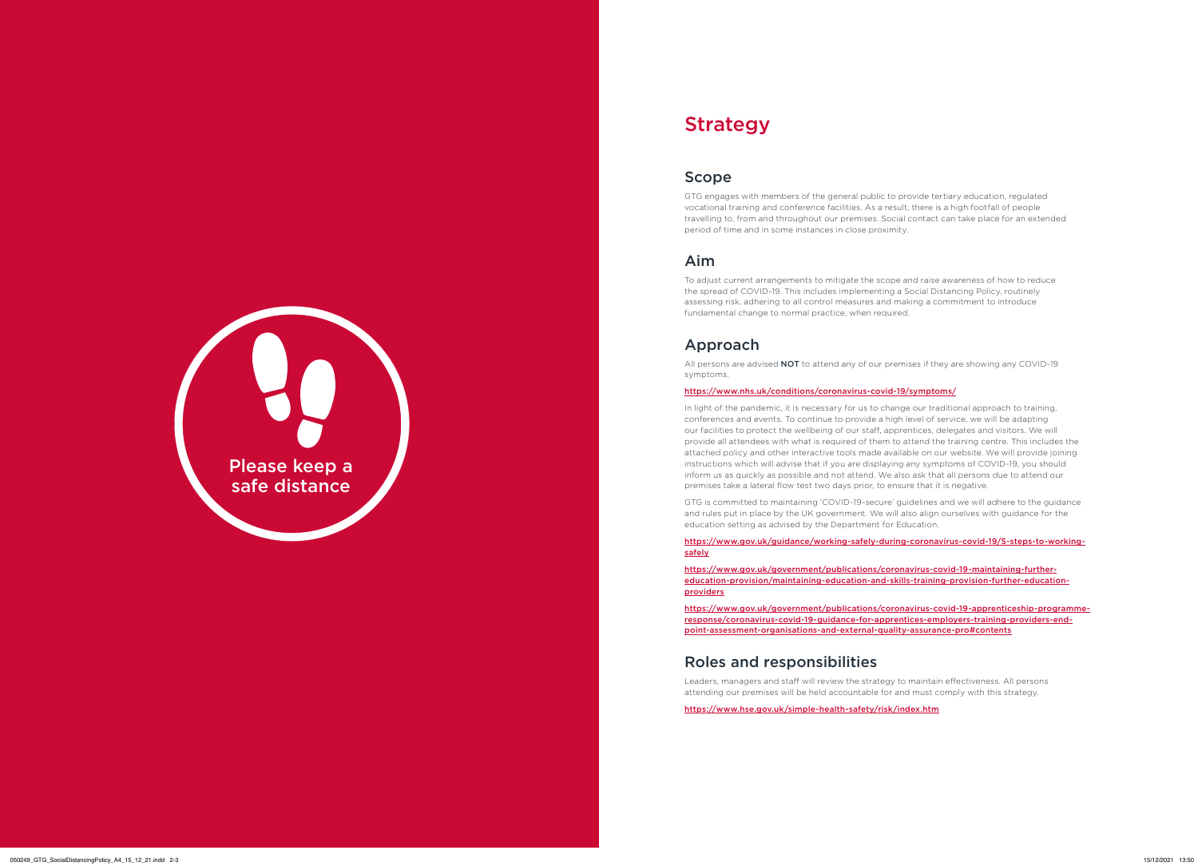Please keep a safe distance

# Strategy

## Scope

GTG engages with members of the general public to provide tertiary education, regulated vocational training and conference facilities. As a result, there is a high footfall of people travelling to, from and throughout our premises. Social contact can take place for an extended period of time and in some instances in close proximity.

## Aim

To adjust current arrangements to mitigate the scope and raise awareness of how to reduce the spread of COVID-19. This includes implementing a Social Distancing Policy, routinely assessing risk, adhering to all control measures and making a commitment to introduce fundamental change to normal practice, when required.

## Approach

All persons are advised **NOT** to attend any of our premises if they are showing any COVID-19 symptoms.

https://www.nhs.uk/conditions/coronavirus-covid-19/symptoms/

In light of the pandemic, it is necessary for us to change our traditional approach to training, conferences and events. To continue to provide a high level of service, we will be adapting our facilities to protect the wellbeing of our staff, apprentices, delegates and visitors. We will provide all attendees with what is required of them to attend the training centre. This includes the attached policy and other interactive tools made available on our website. We will provide joining instructions which will advise that if you are displaying any symptoms of COVID-19, you should inform us as quickly as possible and not attend. We also ask that all persons due to attend our premises take a lateral flow test two days prior, to ensure that it is negative.

GTG is committed to maintaining 'COVID-19-secure' guidelines and we will adhere to the guidance and rules put in place by the UK government. We will also align ourselves with guidance for the education setting as advised by the Department for Education.

https://www.gov.uk/guidance/working-safely-during-coronavirus-covid-19/5-steps-to-working-safely

https://www.gov.uk/government/publications/coronavirus-covid-19-maintaining-further-education-provision/maintaining-education-and-skills-training-provision-further-education-providers

https://www.gov.uk/government/publications/coronavirus-covid-19-apprenticeship-programme-response/coronavirus-covid-19-guidance-for-apprentices-employers-training-providers-end-point-assessment-organisations-and-external-quality-assurance-pro#contents

## Roles and responsibilities

Leaders, managers and staff will review the strategy to maintain effectiveness. All persons attending our premises will be held accountable for and must comply with this strategy.

https://www.hse.gov.uk/simple-health-safety/risk/index.htm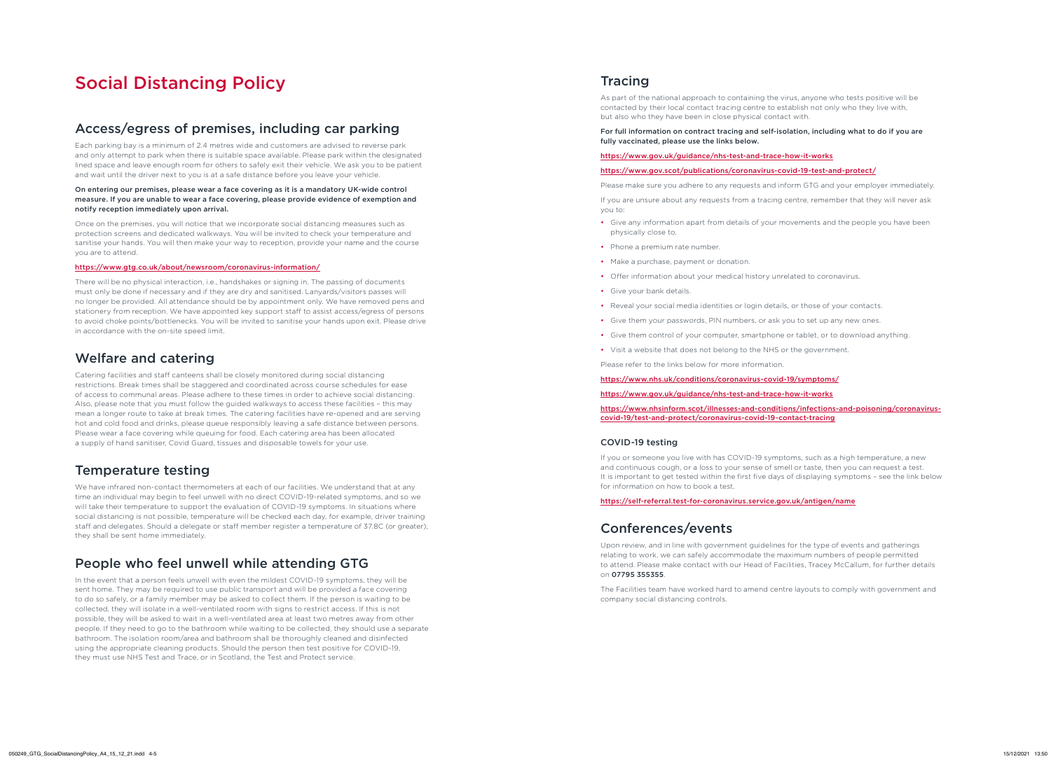# Social Distancing Policy

## Access/egress of premises, including car parking

Each parking bay is a minimum of 2.4 metres wide and customers are advised to reverse park and only attempt to park when there is suitable space available. Please park within the designated lined space and leave enough room for others to safely exit their vehicle. We ask you to be patient and wait until the driver next to you is at a safe distance before you leave your vehicle.

**On entering our premises, please wear a face covering as it is a mandatory UK-wide control measure. If you are unable to wear a face covering, please provide evidence of exemption and notify reception immediately upon arrival.**

Once on the premises, you will notice that we incorporate social distancing measures such as protection screens and dedicated walkways. You will be invited to check your temperature and sanitise your hands. You will then make your way to reception, provide your name and the course you are to attend.

https://www.gtg.co.uk/about/newsroom/coronavirus-information/

There will be no physical interaction, i.e., handshakes or signing in. The passing of documents must only be done if necessary and if they are dry and sanitised. Lanyards/visitors passes will no longer be provided. All attendance should be by appointment only. We have removed pens and stationery from reception. We have appointed key support staff to assist access/egress of persons to avoid choke points/bottlenecks. You will be invited to sanitise your hands upon exit. Please drive in accordance with the on-site speed limit.

## Welfare and catering

Catering facilities and staff canteens shall be closely monitored during social distancing restrictions. Break times shall be staggered and coordinated across course schedules for ease of access to communal areas. Please adhere to these times in order to achieve social distancing. Also, please note that you must follow the guided walkways to access these facilities – this may mean a longer route to take at break times. The catering facilities have re-opened and are serving hot and cold food and drinks, please queue responsibly leaving a safe distance between persons. Please wear a face covering while queuing for food. Each catering area has been allocated a supply of hand sanitiser, Covid Guard, tissues and disposable towels for your use.

## Temperature testing

We have infrared non-contact thermometers at each of our facilities. We understand that at any time an individual may begin to feel unwell with no direct COVID-19-related symptoms, and so we will take their temperature to support the evaluation of COVID-19 symptoms. In situations where social distancing is not possible, temperature will be checked each day, for example, driver training staff and delegates. Should a delegate or staff member register a temperature of 37.8C (or greater), they shall be sent home immediately.

## People who feel unwell while attending GTG

In the event that a person feels unwell with even the mildest COVID-19 symptoms, they will be sent home. They may be required to use public transport and will be provided a face covering to do so safely, or a family member may be asked to collect them. If the person is waiting to be collected, they will isolate in a well-ventilated room with signs to restrict access. If this is not possible, they will be asked to wait in a well-ventilated area at least two metres away from other people. If they need to go to the bathroom while waiting to be collected, they should use a separate bathroom. The isolation room/area and bathroom shall be thoroughly cleaned and disinfected using the appropriate cleaning products. Should the person then test positive for COVID-19, they must use NHS Test and Trace, or in Scotland, the Test and Protect service.

## Tracing

As part of the national approach to containing the virus, anyone who tests positive will be contacted by their local contact tracing centre to establish not only who they live with, but also who they have been in close physical contact with.

**For full information on contract tracing and self-isolation, including what to do if you are fully vaccinated, please use the links below.**

https://www.gov.uk/guidance/nhs-test-and-trace-how-it-works

https://www.gov.scot/publications/coronavirus-covid-19-test-and-protect/

Please make sure you adhere to any requests and inform GTG and your employer immediately.

If you are unsure about any requests from a tracing centre, remember that they will never ask you to:

- Give any information apart from details of your movements and the people you have been physically close to.
- Phone a premium rate number.
- Make a purchase, payment or donation.
- Offer information about your medical history unrelated to coronavirus.
- Give your bank details.
- Reveal your social media identities or login details, or those of your contacts.
- Give them your passwords, PIN numbers, or ask you to set up any new ones.
- Give them control of your computer, smartphone or tablet, or to download anything.
- Visit a website that does not belong to the NHS or the government.

Please refer to the links below for more information.

https://www.nhs.uk/conditions/coronavirus-covid-19/symptoms/

https://www.gov.uk/guidance/nhs-test-and-trace-how-it-works

https://www.nhsinform.scot/illnesses-and-conditions/infections-and-poisoning/coronavirus-covid-19/test-and-protect/coronavirus-covid-19-contact-tracing

### COVID-19 testing

If you or someone you live with has COVID-19 symptoms, such as a high temperature, a new and continuous cough, or a loss to your sense of smell or taste, then you can request a test. It is important to get tested within the first five days of displaying symptoms – see the link below for information on how to book a test.

https://self-referral.test-for-coronavirus.service.gov.uk/antigen/name

## Conferences/events

Upon review, and in line with government guidelines for the type of events and gatherings relating to work, we can safely accommodate the maximum numbers of people permitted to attend. Please make contact with our Head of Facilities, Tracey McCallum, for further details on **07795 355355**.

The Facilities team have worked hard to amend centre layouts to comply with government and company social distancing controls.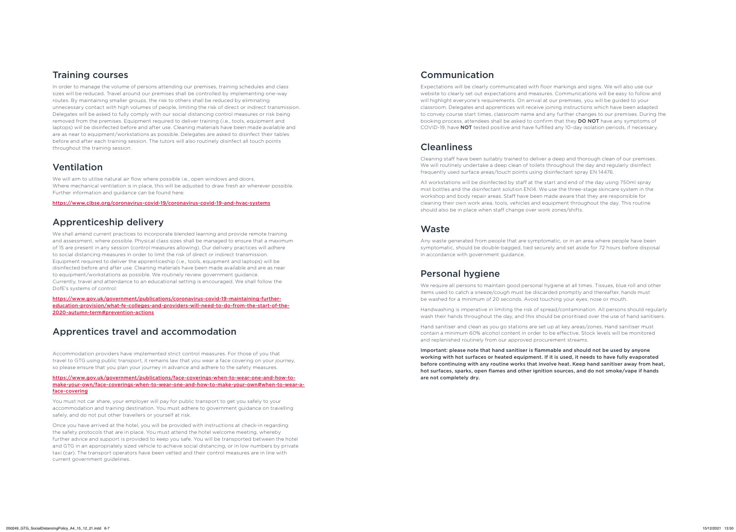## Training courses

In order to manage the volume of persons attending our premises, training schedules and class sizes will be reduced. Travel around our premises shall be controlled by implementing one-way routes. By maintaining smaller groups, the risk to others shall be reduced by eliminating unnecessary contact with high volumes of people, limiting the risk of direct or indirect transmission. Delegates will be asked to fully comply with our social distancing control measures or risk being removed from the premises. Equipment required to deliver training (i.e., tools, equipment and laptops) will be disinfected before and after use. Cleaning materials have been made available and are as near to equipment/workstations as possible. Delegates are asked to disinfect their tables before and after each training session. The tutors will also routinely disinfect all touch points throughout the training session.

## Ventilation

We will aim to utilise natural air flow where possible i.e., open windows and doors. Where mechanical ventilation is in place, this will be adjusted to draw fresh air wherever possible. Further information and guidance can be found here:

https://www.cibse.org/coronavirus-covid-19/coronavirus-covid-19-and-hvac-systems

## Apprenticeship delivery

We shall amend current practices to incorporate blended learning and provide remote training and assessment, where possible. Physical class sizes shall be managed to ensure that a maximum of 15 are present in any session (control measures allowing). Our delivery practices will adhere to social distancing measures in order to limit the risk of direct or indirect transmission. Equipment required to deliver the apprenticeship (i.e., tools, equipment and laptops) will be disinfected before and after use. Cleaning materials have been made available and are as near to equipment/workstations as possible. We routinely review government guidance. Currently, travel and attendance to an educational setting is encouraged. We shall follow the DofE's systems of control:

https://www.gov.uk/government/publications/coronavirus-covid-19-maintaining-further-education-provision/what-fe-colleges-and-providers-will-need-to-do-from-the-start-of-the-2020-autumn-term#prevention-actions

## Apprentices travel and accommodation

Accommodation providers have implemented strict control measures. For those of you that travel to GTG using public transport, it remains law that you wear a face covering on your journey, so please ensure that you plan your journey in advance and adhere to the safety measures.

https://www.gov.uk/government/publications/face-coverings-when-to-wear-one-and-how-to-make-your-own/face-coverings-when-to-wear-one-and-how-to-make-your-own#when-to-wear-a-face-covering

You must not car share, your employer will pay for public transport to get you safely to your accommodation and training destination. You must adhere to government guidance on travelling safely, and do not put other travellers or yourself at risk.

Once you have arrived at the hotel, you will be provided with instructions at check-in regarding the safety protocols that are in place. You must attend the hotel welcome meeting, whereby further advice and support is provided to keep you safe. You will be transported between the hotel and GTG in an appropriately sized vehicle to achieve social distancing, or in low numbers by private taxi (car). The transport operators have been vetted and their control measures are in line with current government guidelines.

## Communication

Expectations will be clearly communicated with floor markings and signs. We will also use our website to clearly set out expectations and measures. Communications will be easy to follow and will highlight everyone's requirements. On arrival at our premises, you will be guided to your classroom. Delegates and apprentices will receive joining instructions which have been adapted to convey course start times, classroom name and any further changes to our premises. During the booking process, attendees shall be asked to confirm that they **DO NOT** have any symptoms of COVID-19, have **NOT** tested positive and have fulfilled any 10-day isolation periods, if necessary.

## Cleanliness

Cleaning staff have been suitably trained to deliver a deep and thorough clean of our premises. We will routinely undertake a deep clean of toilets throughout the day and regularly disinfect frequently used surface areas/touch points using disinfectant spray EN 14476.

All workstations will be disinfected by staff at the start and end of the day using 750ml spray mist bottles and the disinfectant solution EN14. We use the three-stage skincare system in the workshop and body repair areas. Staff have been made aware that they are responsible for cleaning their own work area, tools, vehicles and equipment throughout the day. This routine should also be in place when staff change over work zones/shifts.

## Waste

Any waste generated from people that are symptomatic, or in an area where people have been symptomatic, should be double-bagged, tied securely and set aside for 72 hours before disposal in accordance with government guidance.

## Personal hygiene

We require all persons to maintain good personal hygiene at all times. Tissues, blue roll and other items used to catch a sneeze/cough must be discarded promptly and thereafter, hands must be washed for a minimum of 20 seconds. Avoid touching your eyes, nose or mouth.

Handwashing is imperative in limiting the risk of spread/contamination. All persons should regularly wash their hands throughout the day, and this should be prioritised over the use of hand sanitisers.

Hand sanitiser and clean as you go stations are set up at key areas/zones. Hand sanitiser must contain a minimum 60% alcohol content in order to be effective. Stock levels will be monitored and replenished routinely from our approved procurement streams.

**Important: please note that hand sanitiser is flammable and should not be used by anyone working with hot surfaces or heated equipment. If it is used, it needs to have fully evaporated before continuing with any routine works that involve heat. Keep hand sanitiser away from heat, hot surfaces, sparks, open flames and other ignition sources, and do not smoke/vape if hands are not completely dry.**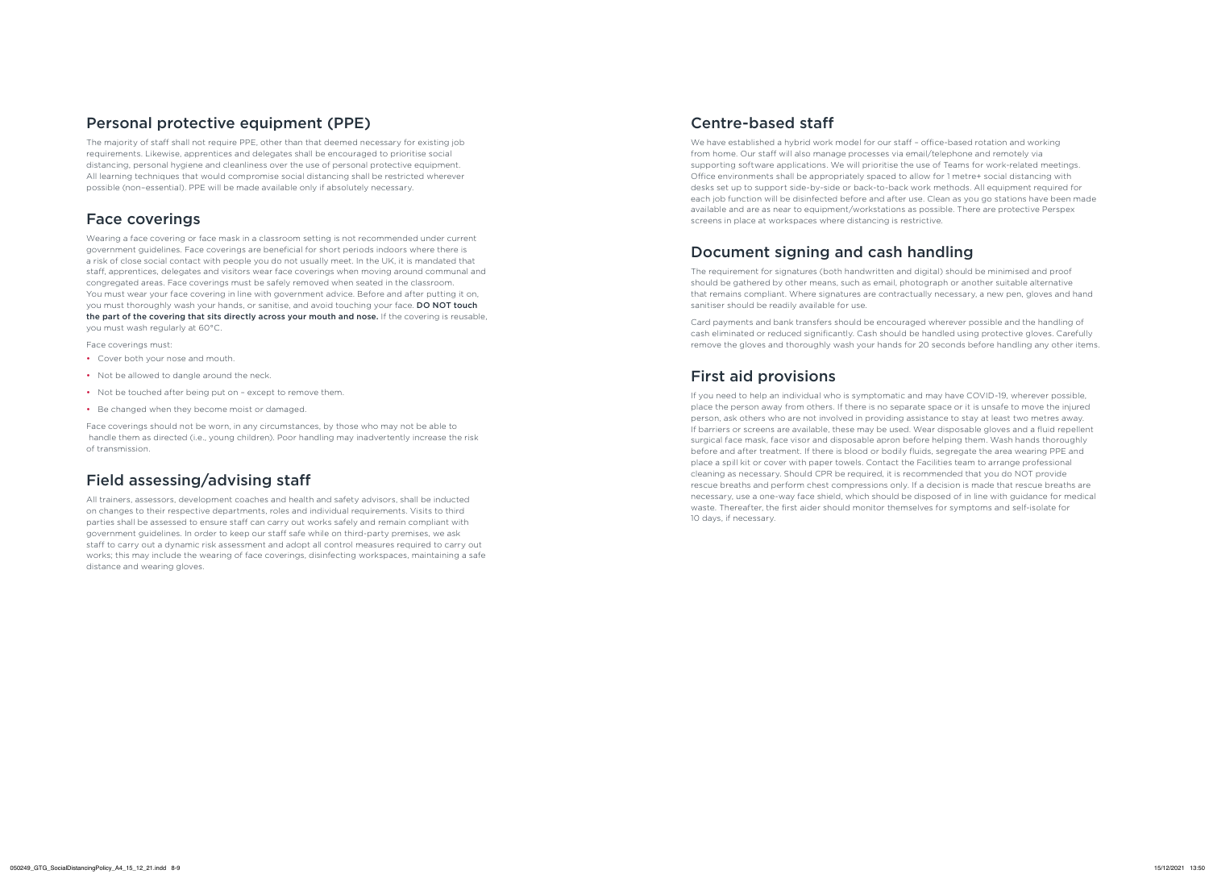## Personal protective equipment (PPE)

The majority of staff shall not require PPE, other than that deemed necessary for existing job requirements. Likewise, apprentices and delegates shall be encouraged to prioritise social distancing, personal hygiene and cleanliness over the use of personal protective equipment. All learning techniques that would compromise social distancing shall be restricted wherever possible (non–essential). PPE will be made available only if absolutely necessary.

## Face coverings

Wearing a face covering or face mask in a classroom setting is not recommended under current government guidelines. Face coverings are beneficial for short periods indoors where there is a risk of close social contact with people you do not usually meet. In the UK, it is mandated that staff, apprentices, delegates and visitors wear face coverings when moving around communal and congregated areas. Face coverings must be safely removed when seated in the classroom. You must wear your face covering in line with government advice. Before and after putting it on, you must thoroughly wash your hands, or sanitise, and avoid touching your face. **DO NOT touch the part of the covering that sits directly across your mouth and nose.** If the covering is reusable, you must wash regularly at 60°C.

Face coverings must:

- Cover both your nose and mouth.
- Not be allowed to dangle around the neck.
- Not be touched after being put on – except to remove them.
- Be changed when they become moist or damaged.

Face coverings should not be worn, in any circumstances, by those who may not be able to handle them as directed (i.e., young children). Poor handling may inadvertently increase the risk of transmission.

## Field assessing/advising staff

All trainers, assessors, development coaches and health and safety advisors, shall be inducted on changes to their respective departments, roles and individual requirements. Visits to third parties shall be assessed to ensure staff can carry out works safely and remain compliant with government guidelines. In order to keep our staff safe while on third-party premises, we ask staff to carry out a dynamic risk assessment and adopt all control measures required to carry out works; this may include the wearing of face coverings, disinfecting workspaces, maintaining a safe distance and wearing gloves.

## Centre-based staff

We have established a hybrid work model for our staff – office-based rotation and working from home. Our staff will also manage processes via email/telephone and remotely via supporting software applications. We will prioritise the use of Teams for work-related meetings. Office environments shall be appropriately spaced to allow for 1 metre+ social distancing with desks set up to support side-by-side or back-to-back work methods. All equipment required for each job function will be disinfected before and after use. Clean as you go stations have been made available and are as near to equipment/workstations as possible. There are protective Perspex screens in place at workspaces where distancing is restrictive.

## Document signing and cash handling

The requirement for signatures (both handwritten and digital) should be minimised and proof should be gathered by other means, such as email, photograph or another suitable alternative that remains compliant. Where signatures are contractually necessary, a new pen, gloves and hand sanitiser should be readily available for use.

Card payments and bank transfers should be encouraged wherever possible and the handling of cash eliminated or reduced significantly. Cash should be handled using protective gloves. Carefully remove the gloves and thoroughly wash your hands for 20 seconds before handling any other items.

## First aid provisions

If you need to help an individual who is symptomatic and may have COVID-19, wherever possible, place the person away from others. If there is no separate space or it is unsafe to move the injured person, ask others who are not involved in providing assistance to stay at least two metres away. If barriers or screens are available, these may be used. Wear disposable gloves and a fluid repellent surgical face mask, face visor and disposable apron before helping them. Wash hands thoroughly before and after treatment. If there is blood or bodily fluids, segregate the area wearing PPE and place a spill kit or cover with paper towels. Contact the Facilities team to arrange professional cleaning as necessary. Should CPR be required, it is recommended that you do NOT provide rescue breaths and perform chest compressions only. If a decision is made that rescue breaths are necessary, use a one-way face shield, which should be disposed of in line with guidance for medical waste. Thereafter, the first aider should monitor themselves for symptoms and self-isolate for 10 days, if necessary.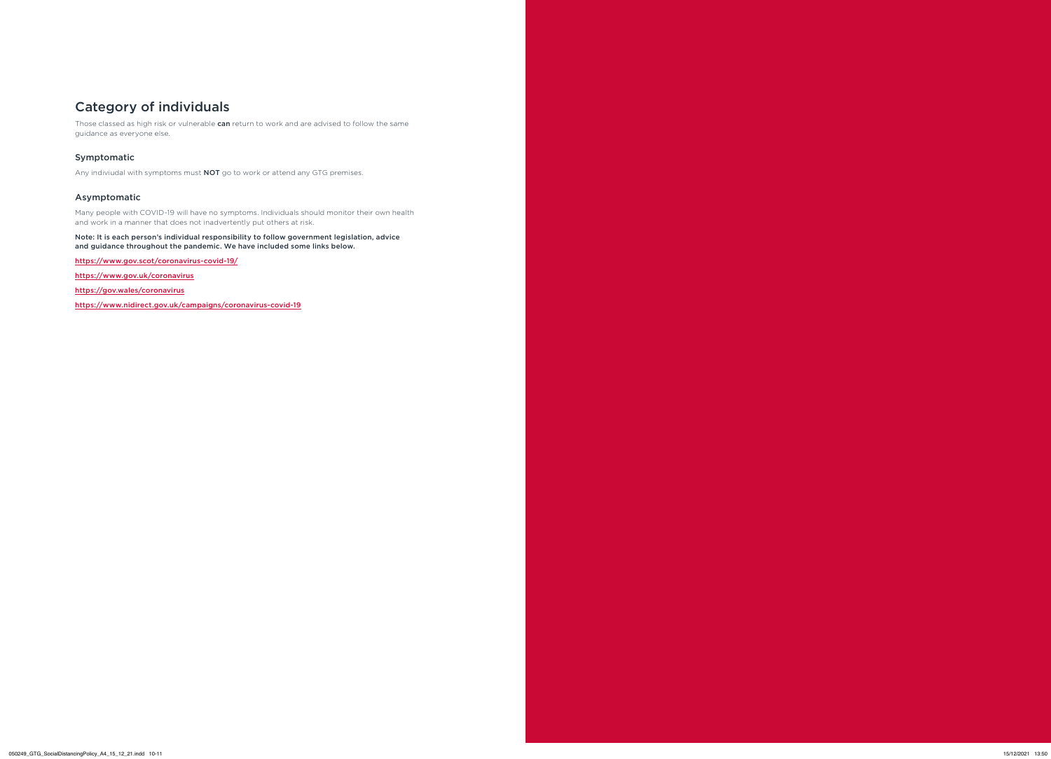## Category of individuals

Those classed as high risk or vulnerable **can** return to work and are advised to follow the same guidance as everyone else.

### Symptomatic

Any indiviudal with symptoms must **NOT** go to work or attend any GTG premises.

### Asymptomatic

Many people with COVID-19 will have no symptoms. Individuals should monitor their own health and work in a manner that does not inadvertently put others at risk.

**Note: It is each person's individual responsibility to follow government legislation, advice and guidance throughout the pandemic. We have included some links below.**

https://www.gov.scot/coronavirus-covid-19/

https://www.gov.uk/coronavirus

https://gov.wales/coronavirus

https://www.nidirect.gov.uk/campaigns/coronavirus-covid-19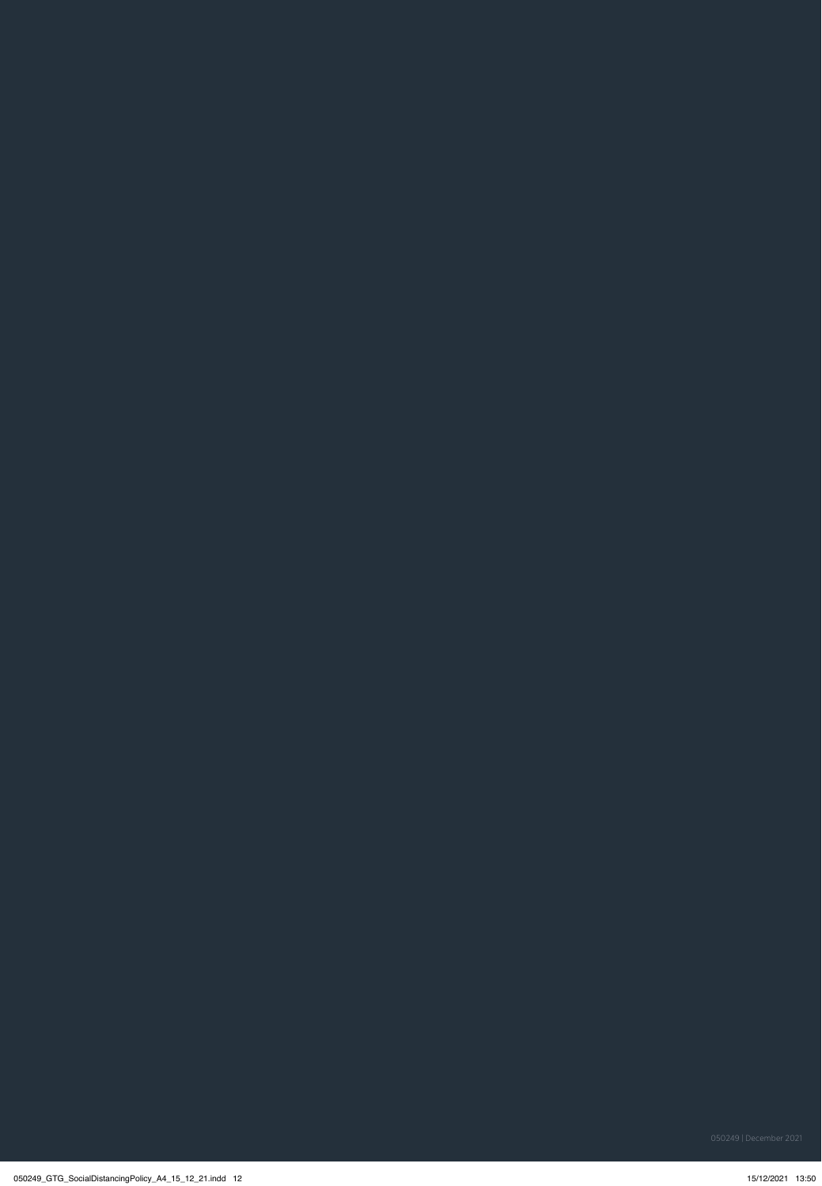050249 | December 2021